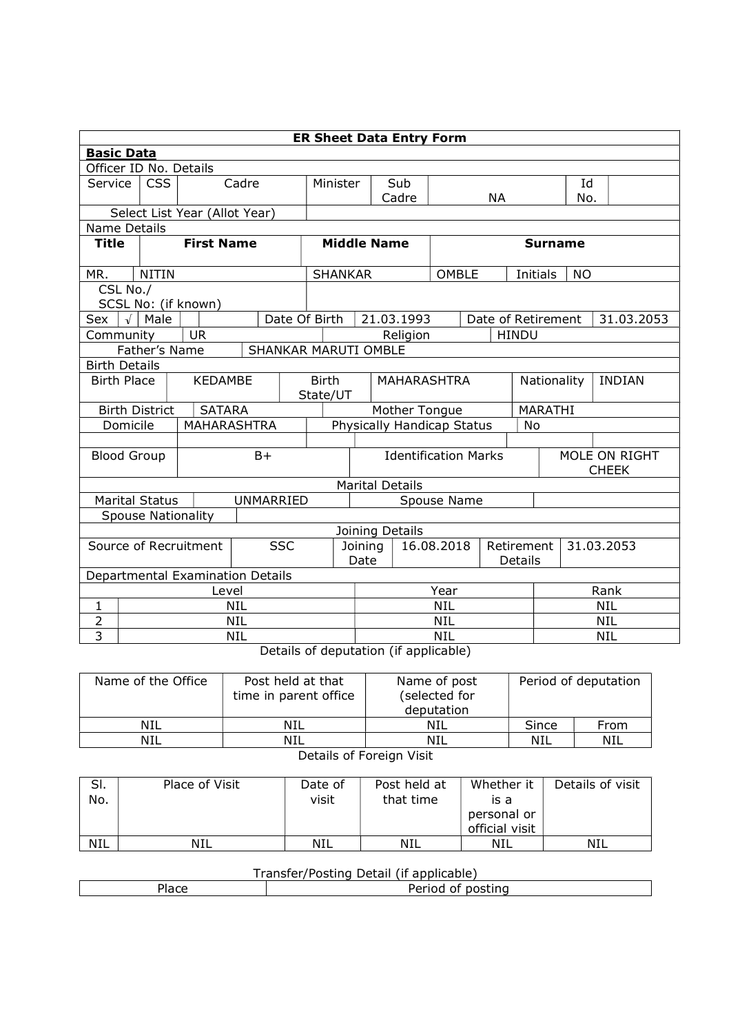| ER Sheet Data Entry Form | | | | | | | | | | | |
|---|---|---|---|---|---|---|---|---|---|---|---|
| **Basic Data** | | | | | | | | | | | |
| Officer ID No. Details | | | | | | | | | | | |
| Service | CSS | Cadre | | Minister | Sub Cadre | NA | | | Id No. | | |
| Select List Year (Allot Year) | | | | | | | | | | | |
| Name Details | | | | | | | | | | | |
| **Title** | **First Name** | | | **Middle Name** | | **Surname** | | | | | |
| MR. | NITIN | | | SHANKAR | | OMBLE | | Initials | NO | | |
| CSL No./ SCSL No: (if known) | | | | | | | | | | | |
| Sex | √ | Male | | Date Of Birth | 21.03.1993 | | Date of Retirement | | 31.03.2053 | | |
| Community | UR | | | | Religion | | HINDU | | | | |
| Father's Name | | SHANKAR MARUTI OMBLE | | | | | | | | | |
| Birth Details | | | | | | | | | | | |
| Birth Place | KEDAMBE | | Birth State/UT | | MAHARASHTRA | | Nationality | | INDIAN | | |
| Birth District | SATARA | | | Mother Tongue | | | MARATHI | | | | |
| Domicile | MAHARASHTRA | | | Physically Handicap Status | | | No | | | | |
| Blood Group | B+ | | | | Identification Marks | | | MOLE ON RIGHT CHEEK | | | |
| Marital Details | | | | | | | | | | | |
| Marital Status | UNMARRIED | | | | Spouse Name | | | | | | |
| Spouse Nationality | | | | | | | | | | | |
| Joining Details | | | | | | | | | | | |
| Source of Recruitment | SSC | | | Joining Date | 16.08.2018 | | Retirement Details | | 31.03.2053 | | |
| Departmental Examination Details | | | | | | | | | | | |

| | Level | Year | Rank |
|---|---|---|---|
| 1 | NIL | NIL | NIL |
| 2 | NIL | NIL | NIL |
| 3 | NIL | NIL | NIL |

Details of deputation (if applicable)

| Name of the Office | Post held at that time in parent office | Name of post (selected for deputation | Period of deputation | |
|---|---|---|---|---|
| NIL | NIL | NIL | Since | From |
| NIL | NIL | NIL | NIL | NIL |

Details of Foreign Visit

| Sl. No. | Place of Visit | Date of visit | Post held at that time | Whether it is a personal or official visit | Details of visit |
|---|---|---|---|---|---|
| NIL | NIL | NIL | NIL | NIL | NIL |

Transfer/Posting Detail (if applicable)

| Place | Period of posting |
|---|---|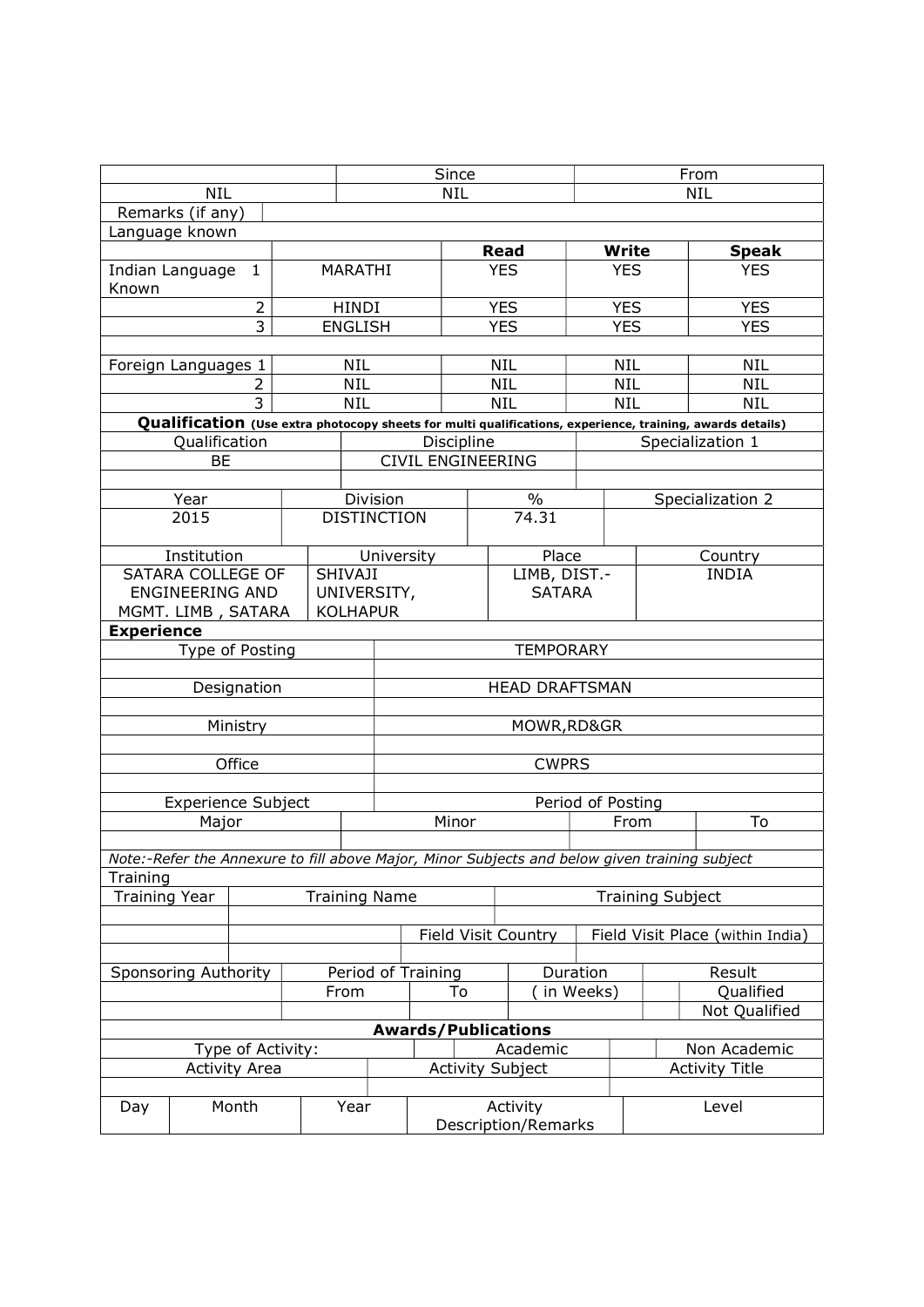| | Since | From |
|---|---|---|
| NIL | NIL | NIL |

Remarks (if any)

Language known

| | | Read | Write | Speak |
|---|---|---|---|---|
| Indian Language Known 1 | MARATHI | YES | YES | YES |
| 2 | HINDI | YES | YES | YES |
| 3 | ENGLISH | YES | YES | YES |
| | | | | |
| Foreign Languages 1 | NIL | NIL | NIL | NIL |
| 2 | NIL | NIL | NIL | NIL |
| 3 | NIL | NIL | NIL | NIL |

**Qualification** **(Use extra photocopy sheets for multi qualifications, experience, training, awards details)**

| Qualification | Discipline | Specialization 1 |
|---|---|---|
| BE | CIVIL ENGINEERING | |
| | | |

| Year | Division | % | Specialization 2 |
|---|---|---|---|
| 2015 | DISTINCTION | 74.31 | |

| Institution | University | Place | Country |
|---|---|---|---|
| SATARA COLLEGE OF ENGINEERING AND MGMT. LIMB , SATARA | SHIVAJI UNIVERSITY, KOLHAPUR | LIMB, DIST.-SATARA | INDIA |

**Experience**

| | |
|---|---|
| Type of Posting | TEMPORARY |
| | |
| Designation | HEAD DRAFTSMAN |
| | |
| Ministry | MOWR,RD&GR |
| | |
| Office | CWPRS |
| | |

| Experience Subject | | Period of Posting | |
|---|---|---|---|
| Major | Minor | From | To |
| | | | |

*Note:-Refer the Annexure to fill above Major, Minor Subjects and below given training subject*

Training

| Training Year | Training Name | | Training Subject |
|---|---|---|---|
| | | | |
| | | Field Visit Country | Field Visit Place (within India) |
| | | | |

| Sponsoring Authority | Period of Training | | Duration | Result | |
|---|---|---|---|---|---|
| | From | To | ( in Weeks) | | Qualified |
| | | | | | Not Qualified |

**Awards/Publications**

| Type of Activity: | | Academic | | Non Academic |
|---|---|---|---|---|
| Activity Area | Activity Subject | | Activity Title | |
| | | | | |

| Day | Month | Year | Activity Description/Remarks | Level |
|---|---|---|---|---|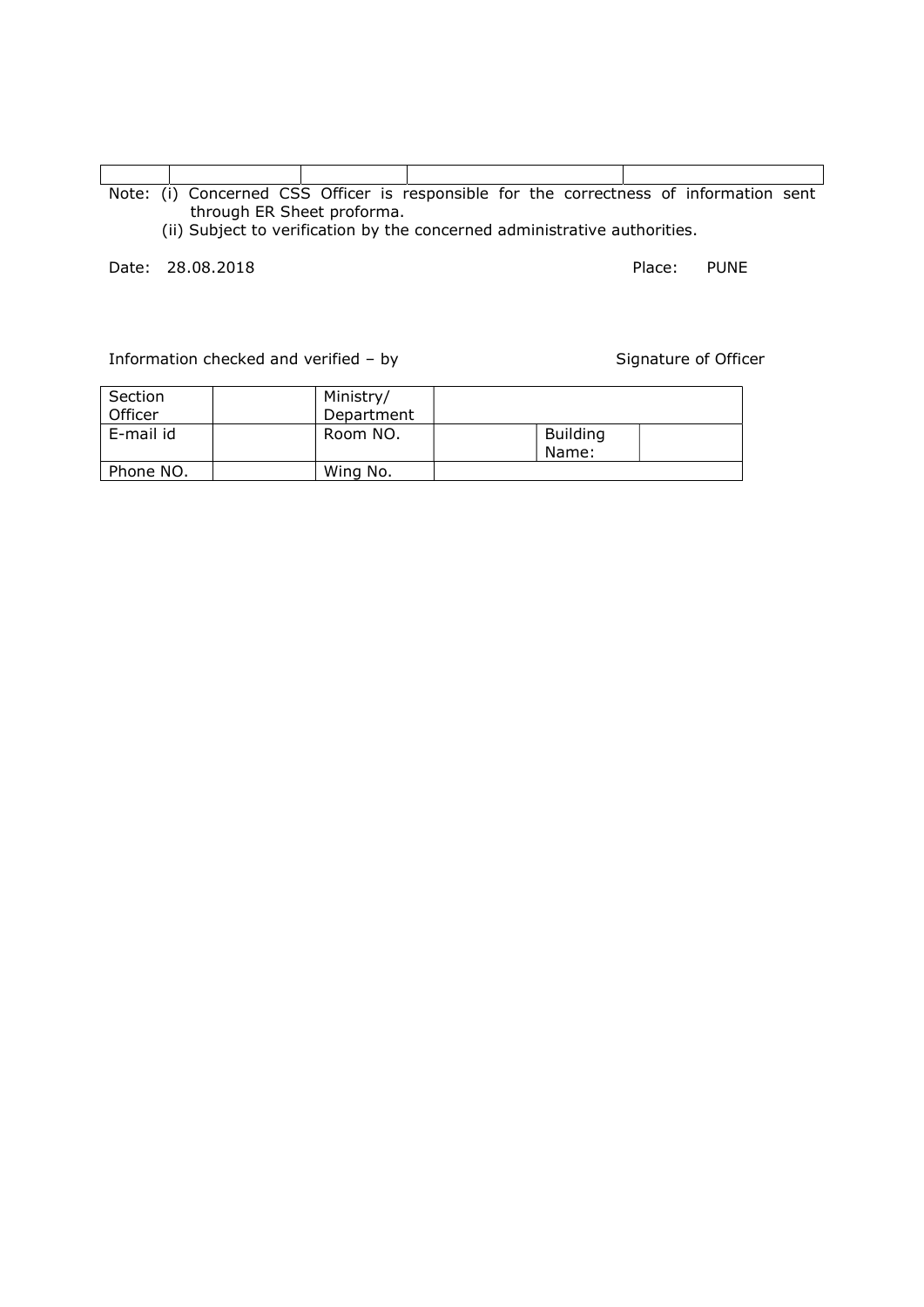| | | | | |
|---|---|---|---|---|
| | | | | |

Note: (i) Concerned CSS Officer is responsible for the correctness of information sent through ER Sheet proforma.
(ii) Subject to verification by the concerned administrative authorities.

Date: 28.08.2018 Place: PUNE

Information checked and verified – by Signature of Officer

| | | | | | |
|---|---|---|---|---|---|
| Section Officer | | Ministry/ Department | | | |
| E-mail id | | Room NO. | | Building Name: | |
| Phone NO. | | Wing No. | | | |